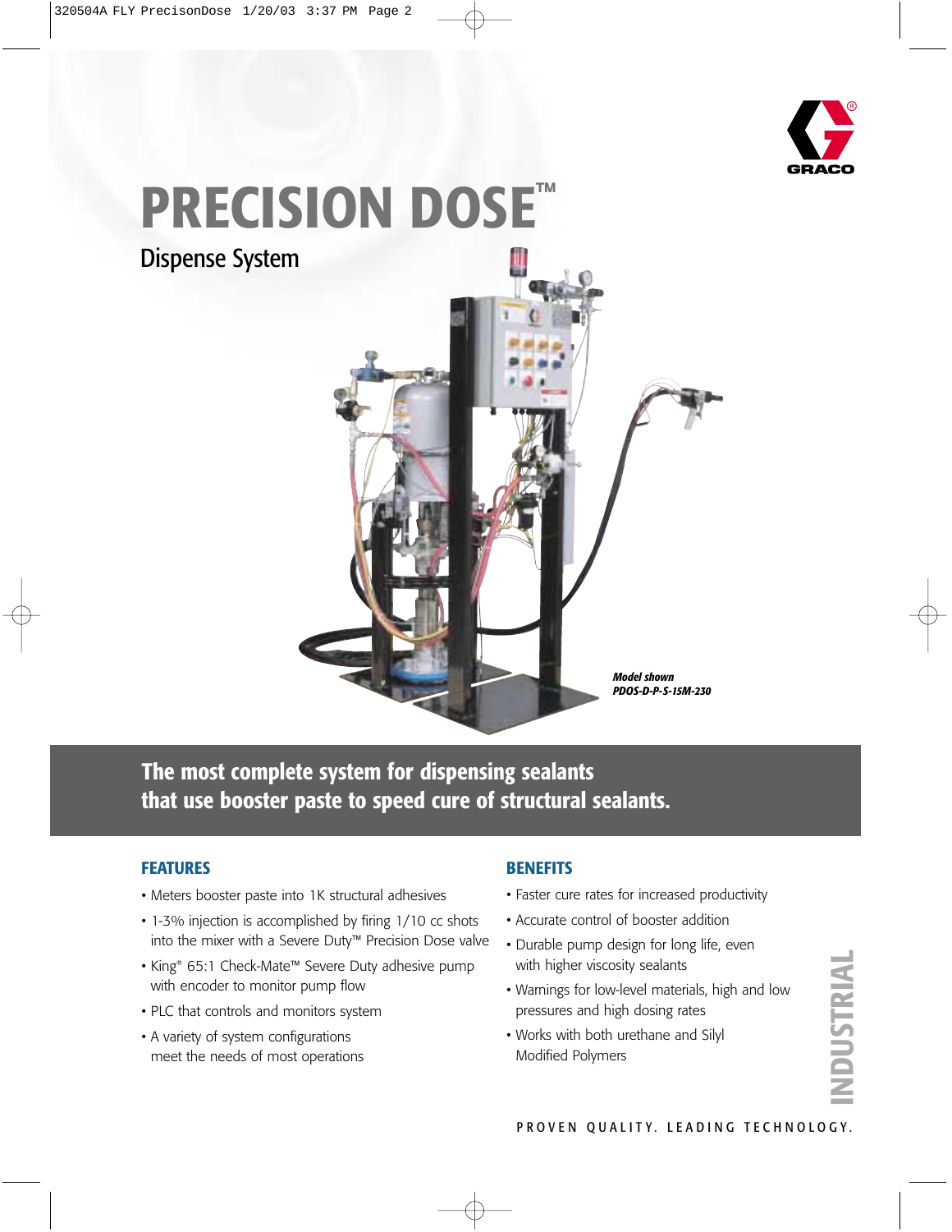# PRECISION DOSE™

## Dispense System

*Model shown*
*PDOS-D-P-S-15M-230*

**The most complete system for dispensing sealants that use booster paste to speed cure of structural sealants.**

### FEATURES

- Meters booster paste into 1K structural adhesives
- 1-3% injection is accomplished by firing 1/10 cc shots into the mixer with a Severe Duty™ Precision Dose valve
- King® 65:1 Check-Mate™ Severe Duty adhesive pump with encoder to monitor pump flow
- PLC that controls and monitors system
- A variety of system configurations meet the needs of most operations

### BENEFITS

- Faster cure rates for increased productivity
- Accurate control of booster addition
- Durable pump design for long life, even with higher viscosity sealants
- Warnings for low-level materials, high and low pressures and high dosing rates
- Works with both urethane and Silyl Modified Polymers

INDUSTRIAL

PROVEN QUALITY. LEADING TECHNOLOGY.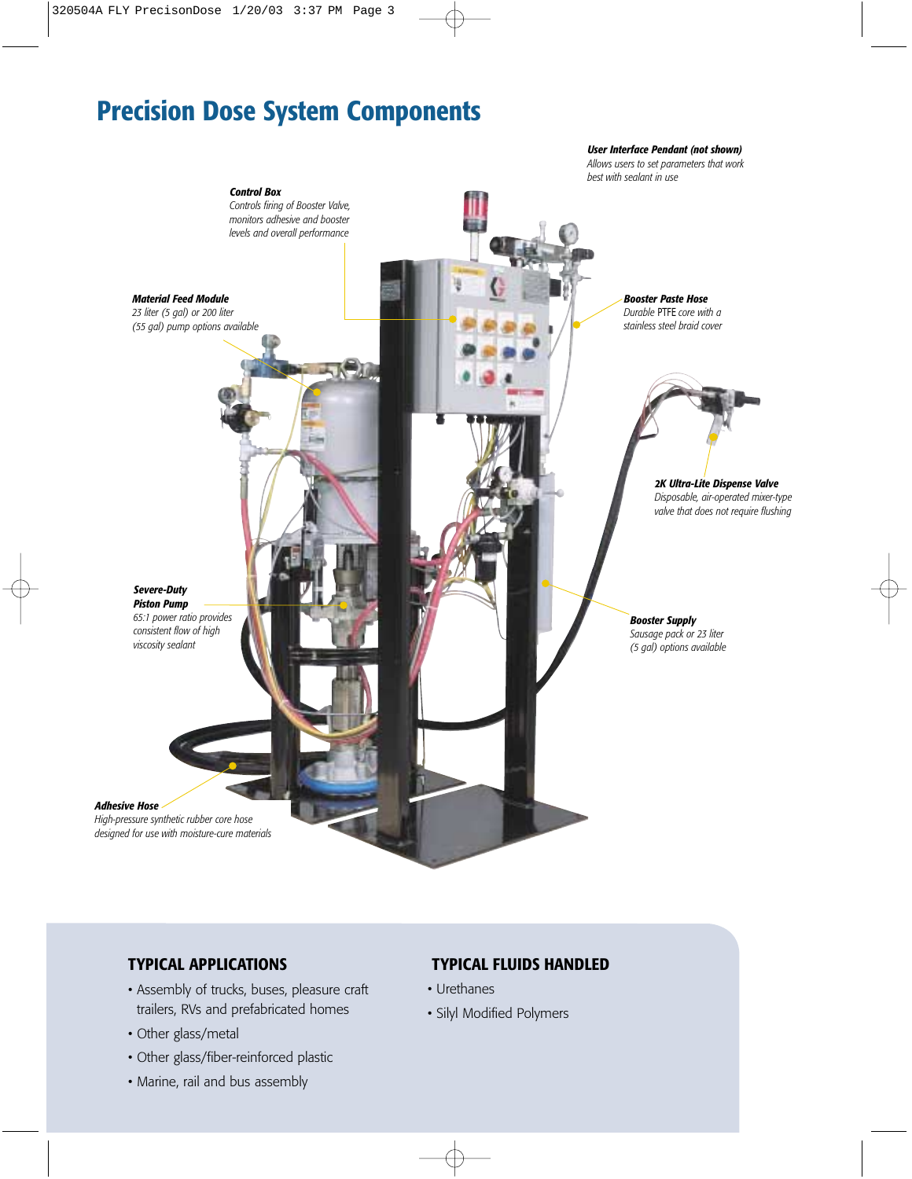# Precision Dose System Components

***User Interface Pendant (not shown)***
*Allows users to set parameters that work best with sealant in use*

***Control Box***
*Controls firing of Booster Valve, monitors adhesive and booster levels and overall performance*

***Material Feed Module***
*23 liter (5 gal) or 200 liter (55 gal) pump options available*

***Booster Paste Hose***
*Durable PTFE core with a stainless steel braid cover*

***2K Ultra-Lite Dispense Valve***
*Disposable, air-operated mixer-type valve that does not require flushing*

***Severe-Duty Piston Pump***
*65:1 power ratio provides consistent flow of high viscosity sealant*

***Booster Supply***
*Sausage pack or 23 liter (5 gal) options available*

***Adhesive Hose***
*High-pressure synthetic rubber core hose designed for use with moisture-cure materials*

## TYPICAL APPLICATIONS

- Assembly of trucks, buses, pleasure craft trailers, RVs and prefabricated homes
- Other glass/metal
- Other glass/fiber-reinforced plastic
- Marine, rail and bus assembly

## TYPICAL FLUIDS HANDLED

- Urethanes
- Silyl Modified Polymers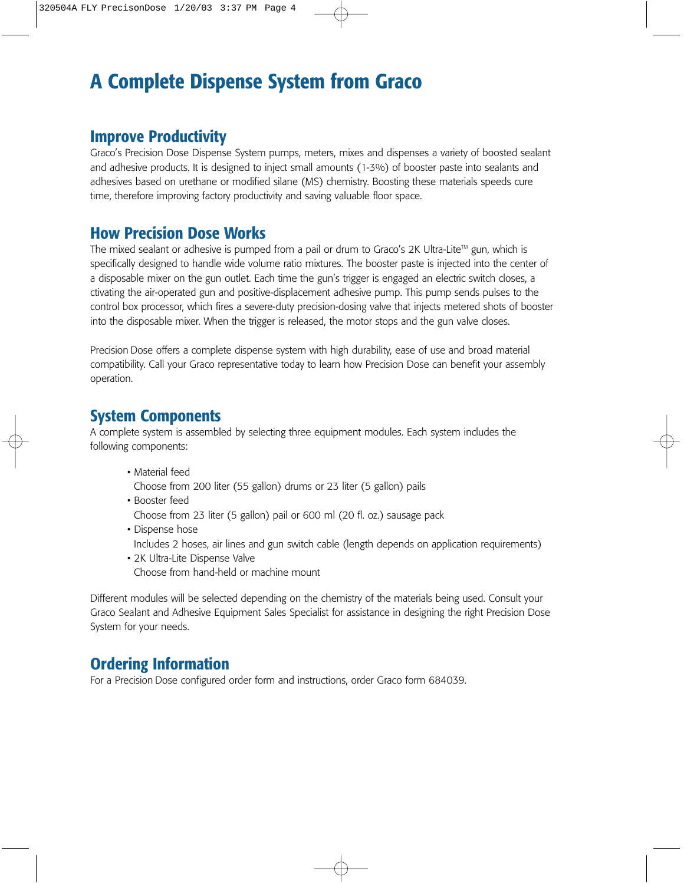# A Complete Dispense System from Graco

## Improve Productivity

Graco's Precision Dose Dispense System pumps, meters, mixes and dispenses a variety of boosted sealant and adhesive products. It is designed to inject small amounts (1-3%) of booster paste into sealants and adhesives based on urethane or modified silane (MS) chemistry. Boosting these materials speeds cure time, therefore improving factory productivity and saving valuable floor space.

## How Precision Dose Works

The mixed sealant or adhesive is pumped from a pail or drum to Graco's 2K Ultra-Lite™ gun, which is specifically designed to handle wide volume ratio mixtures. The booster paste is injected into the center of a disposable mixer on the gun outlet. Each time the gun's trigger is engaged an electric switch closes, a ctivating the air-operated gun and positive-displacement adhesive pump. This pump sends pulses to the control box processor, which fires a severe-duty precision-dosing valve that injects metered shots of booster into the disposable mixer. When the trigger is released, the motor stops and the gun valve closes.

Precision Dose offers a complete dispense system with high durability, ease of use and broad material compatibility. Call your Graco representative today to learn how Precision Dose can benefit your assembly operation.

## System Components

A complete system is assembled by selecting three equipment modules. Each system includes the following components:

- Material feed
  Choose from 200 liter (55 gallon) drums or 23 liter (5 gallon) pails
- Booster feed
  Choose from 23 liter (5 gallon) pail or 600 ml (20 fl. oz.) sausage pack
- Dispense hose
  Includes 2 hoses, air lines and gun switch cable (length depends on application requirements)
- 2K Ultra-Lite Dispense Valve
  Choose from hand-held or machine mount

Different modules will be selected depending on the chemistry of the materials being used. Consult your Graco Sealant and Adhesive Equipment Sales Specialist for assistance in designing the right Precision Dose System for your needs.

## Ordering Information

For a Precision Dose configured order form and instructions, order Graco form 684039.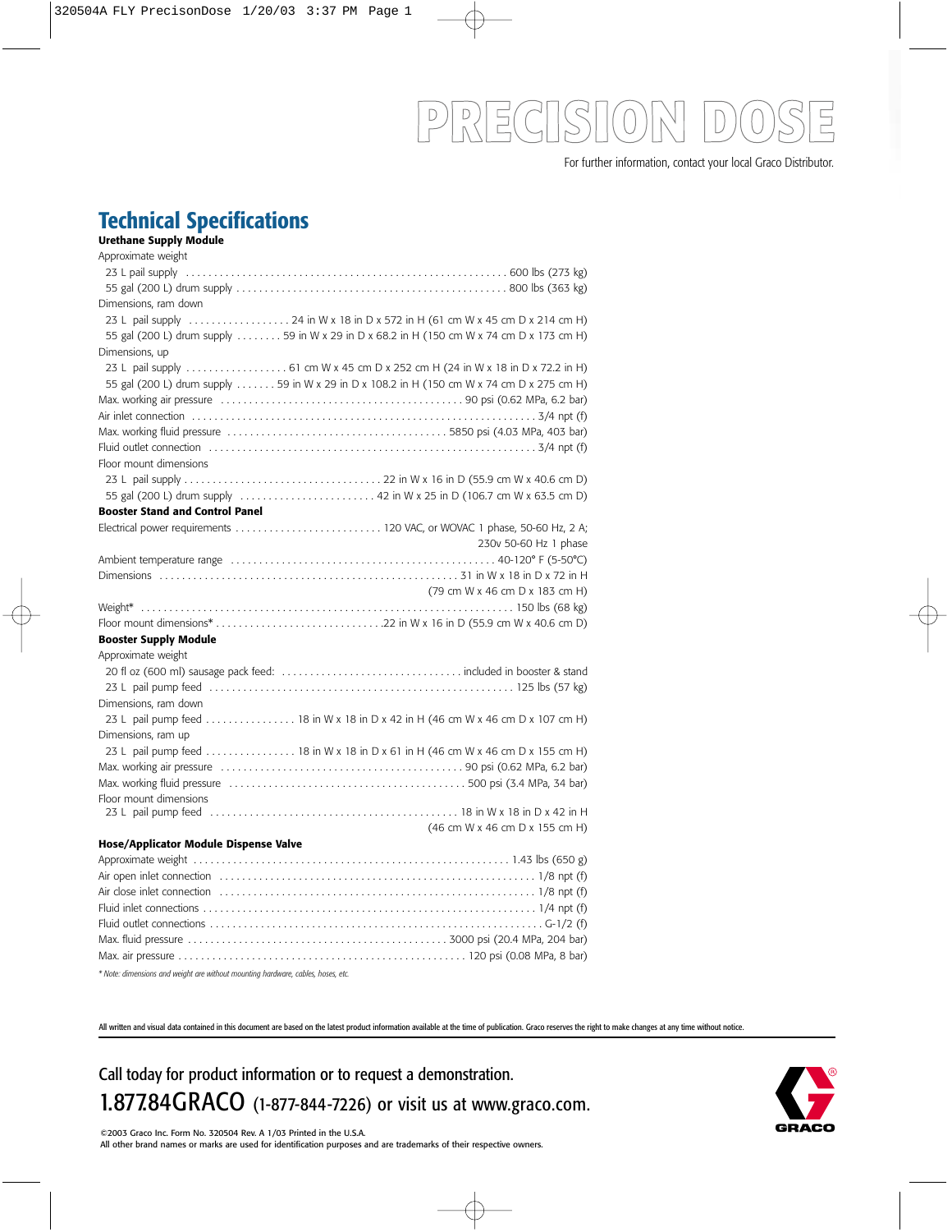# PRECISION DOSE

For further information, contact your local Graco Distributor.

## Technical Specifications

**Urethane Supply Module**

Approximate weight

23 L pail supply . . . . . . . . . . 600 lbs (273 kg)

55 gal (200 L) drum supply . . . . . . . . . . 800 lbs (363 kg)

Dimensions, ram down

23 L pail supply . . . . . . . . . . 24 in W x 18 in D x 572 in H (61 cm W x 45 cm D x 214 cm H)

55 gal (200 L) drum supply . . . . . . . . 59 in W x 29 in D x 68.2 in H (150 cm W x 74 cm D x 173 cm H)

Dimensions, up

23 L pail supply . . . . . . . . . . 61 cm W x 45 cm D x 252 cm H (24 in W x 18 in D x 72.2 in H)

55 gal (200 L) drum supply . . . . . . . 59 in W x 29 in D x 108.2 in H (150 cm W x 74 cm D x 275 cm H)

Max. working air pressure . . . . . . . . . . 90 psi (0.62 MPa, 6.2 bar)

Air inlet connection . . . . . . . . . . 3/4 npt (f)

Max. working fluid pressure . . . . . . . . . . 5850 psi (4.03 MPa, 403 bar)

Fluid outlet connection . . . . . . . . . . 3/4 npt (f)

Floor mount dimensions

23 L pail supply . . . . . . . . . . 22 in W x 16 in D (55.9 cm W x 40.6 cm D)

55 gal (200 L) drum supply . . . . . . . . . . 42 in W x 25 in D (106.7 cm W x 63.5 cm D)

**Booster Stand and Control Panel**

Electrical power requirements . . . . . . . . . . 120 VAC, or WOVAC 1 phase, 50-60 Hz, 2 A; 230v 50-60 Hz 1 phase

Ambient temperature range . . . . . . . . . . 40-120° F (5-50°C)

Dimensions . . . . . . . . . . 31 in W x 18 in D x 72 in H (79 cm W x 46 cm D x 183 cm H)

Weight* . . . . . . . . . . 150 lbs (68 kg)

Floor mount dimensions* . . . . . . . . . . 22 in W x 16 in D (55.9 cm W x 40.6 cm D)

**Booster Supply Module**

Approximate weight

20 fl oz (600 ml) sausage pack feed: . . . . . . . . . . included in booster & stand

23 L pail pump feed . . . . . . . . . . 125 lbs (57 kg)

Dimensions, ram down

23 L pail pump feed . . . . . . . . . . 18 in W x 18 in D x 42 in H (46 cm W x 46 cm D x 107 cm H)

Dimensions, ram up

23 L pail pump feed . . . . . . . . . . 18 in W x 18 in D x 61 in H (46 cm W x 46 cm D x 155 cm H)

Max. working air pressure . . . . . . . . . . 90 psi (0.62 MPa, 6.2 bar)

Max. working fluid pressure . . . . . . . . . . 500 psi (3.4 MPa, 34 bar)

Floor mount dimensions

23 L pail pump feed . . . . . . . . . . 18 in W x 18 in D x 42 in H (46 cm W x 46 cm D x 155 cm H)

**Hose/Applicator Module Dispense Valve**

Approximate weight . . . . . . . . . . 1.43 lbs (650 g)

Air open inlet connection . . . . . . . . . . 1/8 npt (f)

Air close inlet connection . . . . . . . . . . 1/8 npt (f)

Fluid inlet connections . . . . . . . . . . 1/4 npt (f)

Fluid outlet connections . . . . . . . . . . G-1/2 (f)

Max. fluid pressure . . . . . . . . . . 3000 psi (20.4 MPa, 204 bar)

Max. air pressure . . . . . . . . . . 120 psi (0.08 MPa, 8 bar)

*\* Note: dimensions and weight are without mounting hardware, cables, hoses, etc.*

All written and visual data contained in this document are based on the latest product information available at the time of publication. Graco reserves the right to make changes at any time without notice.

Call today for product information or to request a demonstration.

**1.877.84GRACO** (1-877-844-7226) or visit us at www.graco.com.

GRACO

©2003 Graco Inc. Form No. 320504 Rev. A 1/03 Printed in the U.S.A.
All other brand names or marks are used for identification purposes and are trademarks of their respective owners.